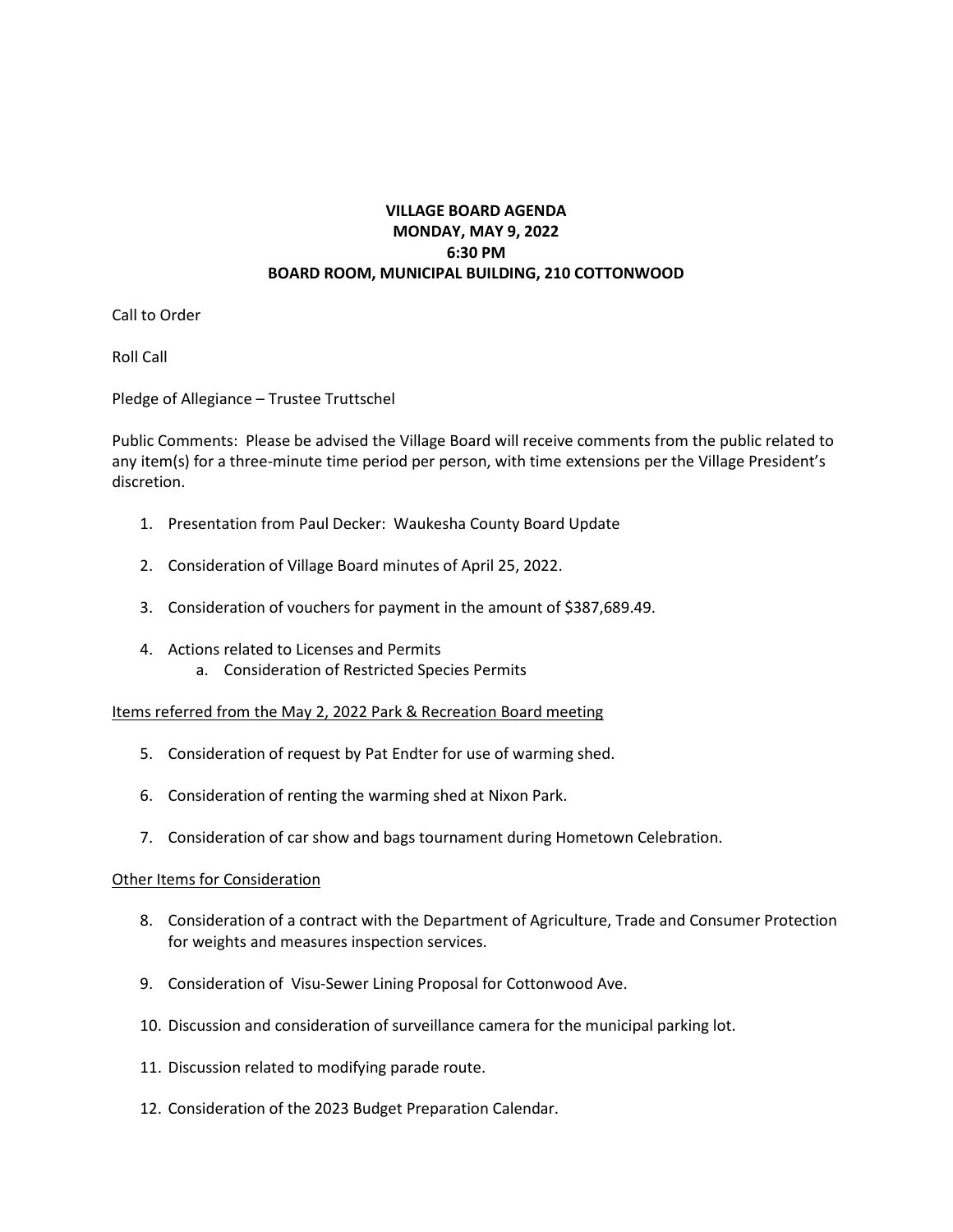**VILLAGE BOARD AGENDA**
**MONDAY, MAY 9, 2022**
**6:30 PM**
**BOARD ROOM, MUNICIPAL BUILDING, 210 COTTONWOOD**

Call to Order

Roll Call

Pledge of Allegiance – Trustee Truttschel

Public Comments: Please be advised the Village Board will receive comments from the public related to any item(s) for a three-minute time period per person, with time extensions per the Village President's discretion.

1. Presentation from Paul Decker: Waukesha County Board Update
2. Consideration of Village Board minutes of April 25, 2022.
3. Consideration of vouchers for payment in the amount of $387,689.49.
4. Actions related to Licenses and Permits
   a. Consideration of Restricted Species Permits

<u>Items referred from the May 2, 2022 Park & Recreation Board meeting</u>

5. Consideration of request by Pat Endter for use of warming shed.
6. Consideration of renting the warming shed at Nixon Park.
7. Consideration of car show and bags tournament during Hometown Celebration.

<u>Other Items for Consideration</u>

8. Consideration of a contract with the Department of Agriculture, Trade and Consumer Protection for weights and measures inspection services.
9. Consideration of Visu-Sewer Lining Proposal for Cottonwood Ave.
10. Discussion and consideration of surveillance camera for the municipal parking lot.
11. Discussion related to modifying parade route.
12. Consideration of the 2023 Budget Preparation Calendar.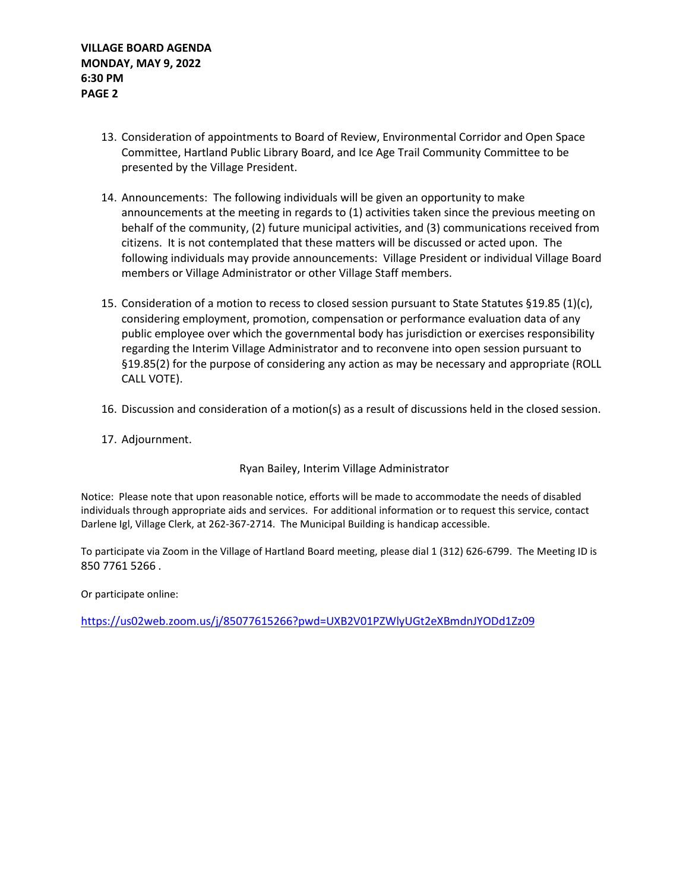13. Consideration of appointments to Board of Review, Environmental Corridor and Open Space Committee, Hartland Public Library Board, and Ice Age Trail Community Committee to be presented by the Village President.

14. Announcements: The following individuals will be given an opportunity to make announcements at the meeting in regards to (1) activities taken since the previous meeting on behalf of the community, (2) future municipal activities, and (3) communications received from citizens. It is not contemplated that these matters will be discussed or acted upon. The following individuals may provide announcements: Village President or individual Village Board members or Village Administrator or other Village Staff members.

15. Consideration of a motion to recess to closed session pursuant to State Statutes §19.85 (1)(c), considering employment, promotion, compensation or performance evaluation data of any public employee over which the governmental body has jurisdiction or exercises responsibility regarding the Interim Village Administrator and to reconvene into open session pursuant to §19.85(2) for the purpose of considering any action as may be necessary and appropriate (ROLL CALL VOTE).

16. Discussion and consideration of a motion(s) as a result of discussions held in the closed session.

17. Adjournment.

Ryan Bailey, Interim Village Administrator

Notice: Please note that upon reasonable notice, efforts will be made to accommodate the needs of disabled individuals through appropriate aids and services. For additional information or to request this service, contact Darlene Igl, Village Clerk, at 262-367-2714. The Municipal Building is handicap accessible.

To participate via Zoom in the Village of Hartland Board meeting, please dial 1 (312) 626-6799. The Meeting ID is 850 7761 5266 .

Or participate online:

https://us02web.zoom.us/j/85077615266?pwd=UXB2V01PZWlyUGt2eXBmdnJYODd1Zz09